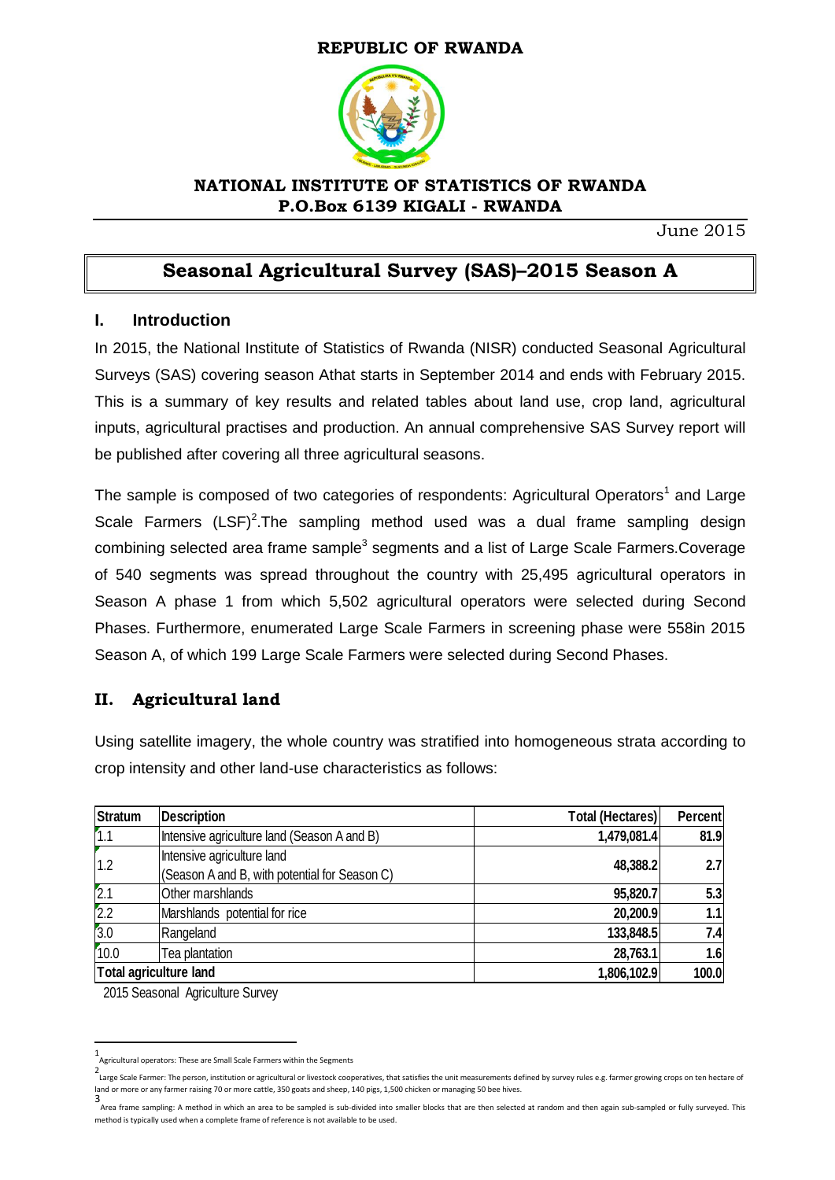**REPUBLIC OF RWANDA**

**NATIONAL INSTITUTE OF STATISTICS OF RWANDA**
**P.O.Box 6139 KIGALI - RWANDA**

June 2015

# Seasonal Agricultural Survey (SAS)–2015 Season A

## I. Introduction

In 2015, the National Institute of Statistics of Rwanda (NISR) conducted Seasonal Agricultural Surveys (SAS) covering season Athat starts in September 2014 and ends with February 2015. This is a summary of key results and related tables about land use, crop land, agricultural inputs, agricultural practises and production. An annual comprehensive SAS Survey report will be published after covering all three agricultural seasons.

The sample is composed of two categories of respondents: Agricultural Operators[1] and Large Scale Farmers (LSF)[2].The sampling method used was a dual frame sampling design combining selected area frame sample[3] segments and a list of Large Scale Farmers.Coverage of 540 segments was spread throughout the country with 25,495 agricultural operators in Season A phase 1 from which 5,502 agricultural operators were selected during Second Phases. Furthermore, enumerated Large Scale Farmers in screening phase were 558in 2015 Season A, of which 199 Large Scale Farmers were selected during Second Phases.

## II. Agricultural land

Using satellite imagery, the whole country was stratified into homogeneous strata according to crop intensity and other land-use characteristics as follows:

| Stratum | Description | Total (Hectares) | Percent |
|---|---|---|---|
| 1.1 | Intensive agriculture land (Season A and B) | 1,479,081.4 | 81.9 |
| 1.2 | Intensive agriculture land (Season A and B, with potential for Season C) | 48,388.2 | 2.7 |
| 2.1 | Other marshlands | 95,820.7 | 5.3 |
| 2.2 | Marshlands potential for rice | 20,200.9 | 1.1 |
| 3.0 | Rangeland | 133,848.5 | 7.4 |
| 10.0 | Tea plantation | 28,763.1 | 1.6 |
| **Total agriculture land** | | **1,806,102.9** | **100.0** |

2015 Seasonal Agriculture Survey

---

[1] Agricultural operators: These are Small Scale Farmers within the Segments

[2] Large Scale Farmer: The person, institution or agricultural or livestock cooperatives, that satisfies the unit measurements defined by survey rules e.g. farmer growing crops on ten hectare of land or more or any farmer raising 70 or more cattle, 350 goats and sheep, 140 pigs, 1,500 chicken or managing 50 bee hives.

[3] Area frame sampling: A method in which an area to be sampled is sub-divided into smaller blocks that are then selected at random and then again sub-sampled or fully surveyed. This method is typically used when a complete frame of reference is not available to be used.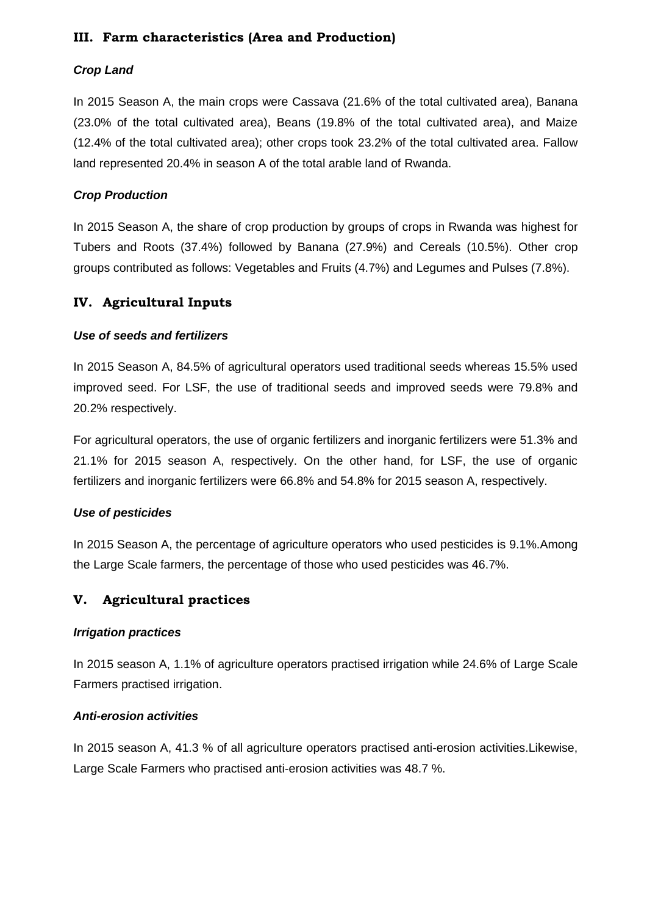## III. Farm characteristics (Area and Production)

### *Crop Land*

In 2015 Season A, the main crops were Cassava (21.6% of the total cultivated area), Banana (23.0% of the total cultivated area), Beans (19.8% of the total cultivated area), and Maize (12.4% of the total cultivated area); other crops took 23.2% of the total cultivated area. Fallow land represented 20.4% in season A of the total arable land of Rwanda.

### *Crop Production*

In 2015 Season A, the share of crop production by groups of crops in Rwanda was highest for Tubers and Roots (37.4%) followed by Banana (27.9%) and Cereals (10.5%). Other crop groups contributed as follows: Vegetables and Fruits (4.7%) and Legumes and Pulses (7.8%).

## IV. Agricultural Inputs

### *Use of seeds and fertilizers*

In 2015 Season A, 84.5% of agricultural operators used traditional seeds whereas 15.5% used improved seed. For LSF, the use of traditional seeds and improved seeds were 79.8% and 20.2% respectively.

For agricultural operators, the use of organic fertilizers and inorganic fertilizers were 51.3% and 21.1% for 2015 season A, respectively. On the other hand, for LSF, the use of organic fertilizers and inorganic fertilizers were 66.8% and 54.8% for 2015 season A, respectively.

### *Use of pesticides*

In 2015 Season A, the percentage of agriculture operators who used pesticides is 9.1%.Among the Large Scale farmers, the percentage of those who used pesticides was 46.7%.

## V. Agricultural practices

### *Irrigation practices*

In 2015 season A, 1.1% of agriculture operators practised irrigation while 24.6% of Large Scale Farmers practised irrigation.

### *Anti-erosion activities*

In 2015 season A, 41.3 % of all agriculture operators practised anti-erosion activities.Likewise, Large Scale Farmers who practised anti-erosion activities was 48.7 %.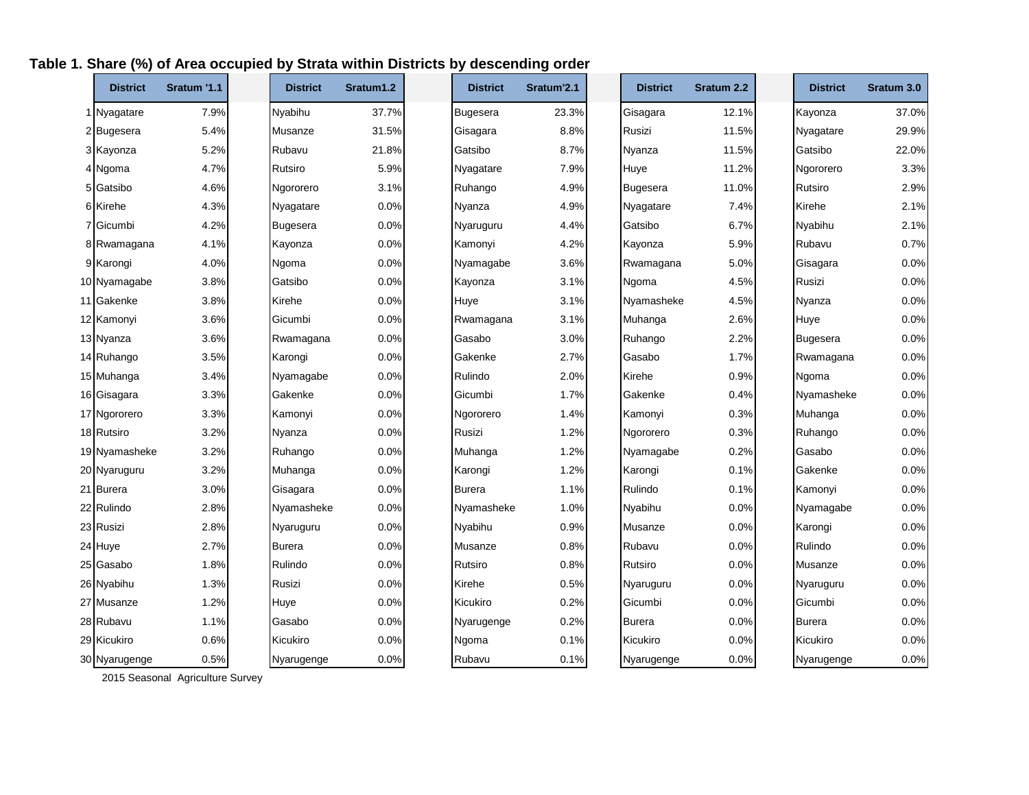**Table 1. Share (%) of Area occupied by Strata within Districts by descending order**

| | District | Sratum '1.1 | District | Sratum1.2 | District | Sratum'2.1 | District | Sratum 2.2 | District | Sratum 3.0 |
|---|---|---|---|---|---|---|---|---|---|---|
| 1 | Nyagatare | 7.9% | Nyabihu | 37.7% | Bugesera | 23.3% | Gisagara | 12.1% | Kayonza | 37.0% |
| 2 | Bugesera | 5.4% | Musanze | 31.5% | Gisagara | 8.8% | Rusizi | 11.5% | Nyagatare | 29.9% |
| 3 | Kayonza | 5.2% | Rubavu | 21.8% | Gatsibo | 8.7% | Nyanza | 11.5% | Gatsibo | 22.0% |
| 4 | Ngoma | 4.7% | Rutsiro | 5.9% | Nyagatare | 7.9% | Huye | 11.2% | Ngororero | 3.3% |
| 5 | Gatsibo | 4.6% | Ngororero | 3.1% | Ruhango | 4.9% | Bugesera | 11.0% | Rutsiro | 2.9% |
| 6 | Kirehe | 4.3% | Nyagatare | 0.0% | Nyanza | 4.9% | Nyagatare | 7.4% | Kirehe | 2.1% |
| 7 | Gicumbi | 4.2% | Bugesera | 0.0% | Nyaruguru | 4.4% | Gatsibo | 6.7% | Nyabihu | 2.1% |
| 8 | Rwamagana | 4.1% | Kayonza | 0.0% | Kamonyi | 4.2% | Kayonza | 5.9% | Rubavu | 0.7% |
| 9 | Karongi | 4.0% | Ngoma | 0.0% | Nyamagabe | 3.6% | Rwamagana | 5.0% | Gisagara | 0.0% |
| 10 | Nyamagabe | 3.8% | Gatsibo | 0.0% | Kayonza | 3.1% | Ngoma | 4.5% | Rusizi | 0.0% |
| 11 | Gakenke | 3.8% | Kirehe | 0.0% | Huye | 3.1% | Nyamasheke | 4.5% | Nyanza | 0.0% |
| 12 | Kamonyi | 3.6% | Gicumbi | 0.0% | Rwamagana | 3.1% | Muhanga | 2.6% | Huye | 0.0% |
| 13 | Nyanza | 3.6% | Rwamagana | 0.0% | Gasabo | 3.0% | Ruhango | 2.2% | Bugesera | 0.0% |
| 14 | Ruhango | 3.5% | Karongi | 0.0% | Gakenke | 2.7% | Gasabo | 1.7% | Rwamagana | 0.0% |
| 15 | Muhanga | 3.4% | Nyamagabe | 0.0% | Rulindo | 2.0% | Kirehe | 0.9% | Ngoma | 0.0% |
| 16 | Gisagara | 3.3% | Gakenke | 0.0% | Gicumbi | 1.7% | Gakenke | 0.4% | Nyamasheke | 0.0% |
| 17 | Ngororero | 3.3% | Kamonyi | 0.0% | Ngororero | 1.4% | Kamonyi | 0.3% | Muhanga | 0.0% |
| 18 | Rutsiro | 3.2% | Nyanza | 0.0% | Rusizi | 1.2% | Ngororero | 0.3% | Ruhango | 0.0% |
| 19 | Nyamasheke | 3.2% | Ruhango | 0.0% | Muhanga | 1.2% | Nyamagabe | 0.2% | Gasabo | 0.0% |
| 20 | Nyaruguru | 3.2% | Muhanga | 0.0% | Karongi | 1.2% | Karongi | 0.1% | Gakenke | 0.0% |
| 21 | Burera | 3.0% | Gisagara | 0.0% | Burera | 1.1% | Rulindo | 0.1% | Kamonyi | 0.0% |
| 22 | Rulindo | 2.8% | Nyamasheke | 0.0% | Nyamasheke | 1.0% | Nyabihu | 0.0% | Nyamagabe | 0.0% |
| 23 | Rusizi | 2.8% | Nyaruguru | 0.0% | Nyabihu | 0.9% | Musanze | 0.0% | Karongi | 0.0% |
| 24 | Huye | 2.7% | Burera | 0.0% | Musanze | 0.8% | Rubavu | 0.0% | Rulindo | 0.0% |
| 25 | Gasabo | 1.8% | Rulindo | 0.0% | Rutsiro | 0.8% | Rutsiro | 0.0% | Musanze | 0.0% |
| 26 | Nyabihu | 1.3% | Rusizi | 0.0% | Kirehe | 0.5% | Nyaruguru | 0.0% | Nyaruguru | 0.0% |
| 27 | Musanze | 1.2% | Huye | 0.0% | Kicukiro | 0.2% | Gicumbi | 0.0% | Gicumbi | 0.0% |
| 28 | Rubavu | 1.1% | Gasabo | 0.0% | Nyarugenge | 0.2% | Burera | 0.0% | Burera | 0.0% |
| 29 | Kicukiro | 0.6% | Kicukiro | 0.0% | Ngoma | 0.1% | Kicukiro | 0.0% | Kicukiro | 0.0% |
| 30 | Nyarugenge | 0.5% | Nyarugenge | 0.0% | Rubavu | 0.1% | Nyarugenge | 0.0% | Nyarugenge | 0.0% |

2015 Seasonal Agriculture Survey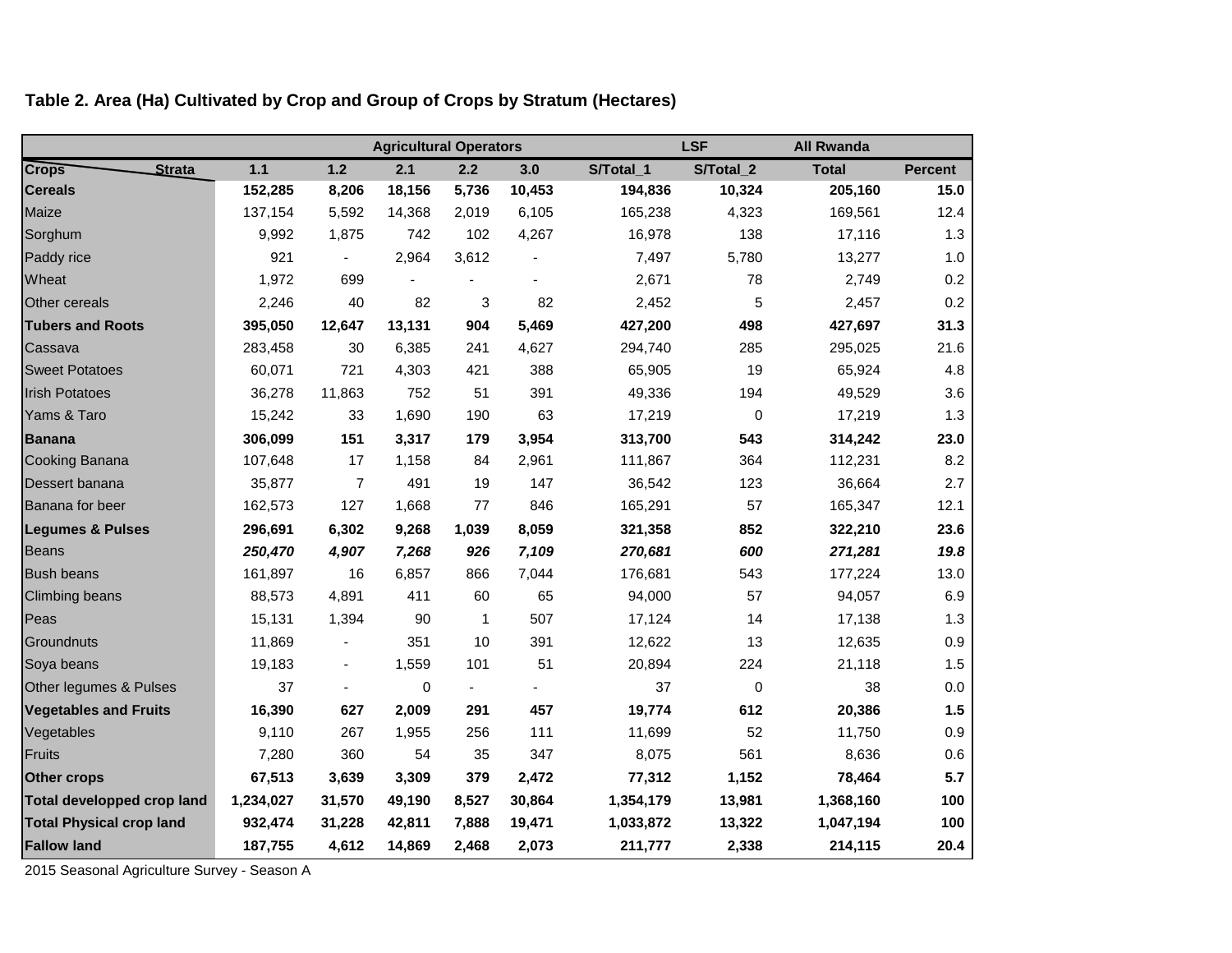**Table 2. Area (Ha) Cultivated by Crop and Group of Crops by Stratum (Hectares)**

| | Agricultural Operators | | | | | | LSF | All Rwanda | |
|---|---|---|---|---|---|---|---|---|---|
| **Crops / Strata** | **1.1** | **1.2** | **2.1** | **2.2** | **3.0** | **S/Total_1** | **S/Total_2** | **Total** | **Percent** |
| **Cereals** | **152,285** | **8,206** | **18,156** | **5,736** | **10,453** | **194,836** | **10,324** | **205,160** | **15.0** |
| Maize | 137,154 | 5,592 | 14,368 | 2,019 | 6,105 | 165,238 | 4,323 | 169,561 | 12.4 |
| Sorghum | 9,992 | 1,875 | 742 | 102 | 4,267 | 16,978 | 138 | 17,116 | 1.3 |
| Paddy rice | 921 | - | 2,964 | 3,612 | - | 7,497 | 5,780 | 13,277 | 1.0 |
| Wheat | 1,972 | 699 | - | - | - | 2,671 | 78 | 2,749 | 0.2 |
| Other cereals | 2,246 | 40 | 82 | 3 | 82 | 2,452 | 5 | 2,457 | 0.2 |
| **Tubers and Roots** | **395,050** | **12,647** | **13,131** | **904** | **5,469** | **427,200** | **498** | **427,697** | **31.3** |
| Cassava | 283,458 | 30 | 6,385 | 241 | 4,627 | 294,740 | 285 | 295,025 | 21.6 |
| Sweet Potatoes | 60,071 | 721 | 4,303 | 421 | 388 | 65,905 | 19 | 65,924 | 4.8 |
| Irish Potatoes | 36,278 | 11,863 | 752 | 51 | 391 | 49,336 | 194 | 49,529 | 3.6 |
| Yams & Taro | 15,242 | 33 | 1,690 | 190 | 63 | 17,219 | 0 | 17,219 | 1.3 |
| **Banana** | **306,099** | **151** | **3,317** | **179** | **3,954** | **313,700** | **543** | **314,242** | **23.0** |
| Cooking Banana | 107,648 | 17 | 1,158 | 84 | 2,961 | 111,867 | 364 | 112,231 | 8.2 |
| Dessert banana | 35,877 | 7 | 491 | 19 | 147 | 36,542 | 123 | 36,664 | 2.7 |
| Banana for beer | 162,573 | 127 | 1,668 | 77 | 846 | 165,291 | 57 | 165,347 | 12.1 |
| **Legumes & Pulses** | **296,691** | **6,302** | **9,268** | **1,039** | **8,059** | **321,358** | **852** | **322,210** | **23.6** |
| Beans | ***250,470*** | ***4,907*** | ***7,268*** | ***926*** | ***7,109*** | ***270,681*** | ***600*** | ***271,281*** | ***19.8*** |
| Bush beans | 161,897 | 16 | 6,857 | 866 | 7,044 | 176,681 | 543 | 177,224 | 13.0 |
| Climbing beans | 88,573 | 4,891 | 411 | 60 | 65 | 94,000 | 57 | 94,057 | 6.9 |
| Peas | 15,131 | 1,394 | 90 | 1 | 507 | 17,124 | 14 | 17,138 | 1.3 |
| Groundnuts | 11,869 | - | 351 | 10 | 391 | 12,622 | 13 | 12,635 | 0.9 |
| Soya beans | 19,183 | - | 1,559 | 101 | 51 | 20,894 | 224 | 21,118 | 1.5 |
| Other legumes & Pulses | 37 | - | 0 | - | - | 37 | 0 | 38 | 0.0 |
| **Vegetables and Fruits** | **16,390** | **627** | **2,009** | **291** | **457** | **19,774** | **612** | **20,386** | **1.5** |
| Vegetables | 9,110 | 267 | 1,955 | 256 | 111 | 11,699 | 52 | 11,750 | 0.9 |
| Fruits | 7,280 | 360 | 54 | 35 | 347 | 8,075 | 561 | 8,636 | 0.6 |
| **Other crops** | **67,513** | **3,639** | **3,309** | **379** | **2,472** | **77,312** | **1,152** | **78,464** | **5.7** |
| **Total developped crop land** | **1,234,027** | **31,570** | **49,190** | **8,527** | **30,864** | **1,354,179** | **13,981** | **1,368,160** | **100** |
| **Total Physical crop land** | **932,474** | **31,228** | **42,811** | **7,888** | **19,471** | **1,033,872** | **13,322** | **1,047,194** | **100** |
| **Fallow land** | **187,755** | **4,612** | **14,869** | **2,468** | **2,073** | **211,777** | **2,338** | **214,115** | **20.4** |

2015 Seasonal Agriculture Survey - Season A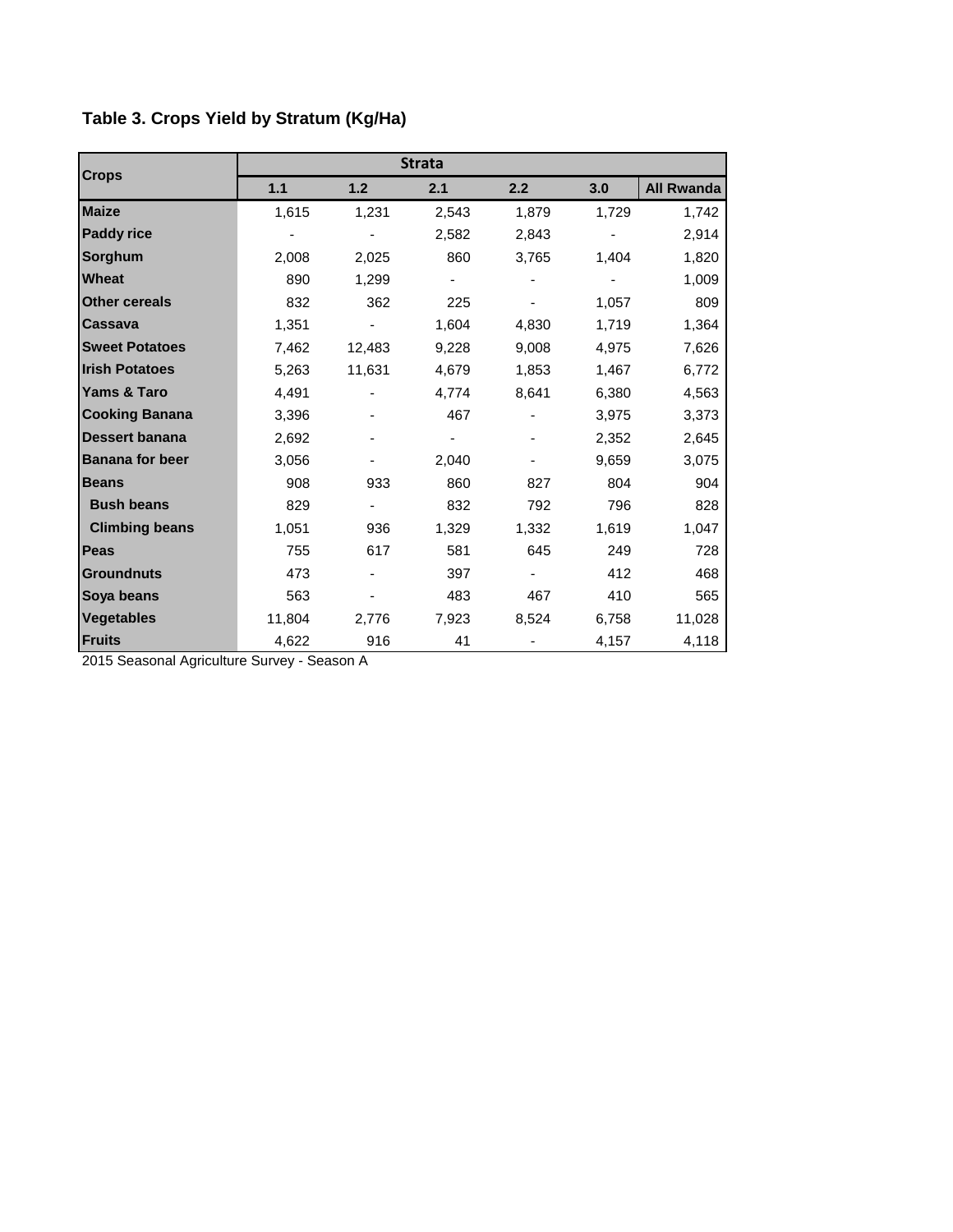### Table 3. Crops Yield by Stratum (Kg/Ha)

| Crops | Strata | | | | | |
|---|---|---|---|---|---|---|
| | 1.1 | 1.2 | 2.1 | 2.2 | 3.0 | All Rwanda |
| **Maize** | 1,615 | 1,231 | 2,543 | 1,879 | 1,729 | 1,742 |
| **Paddy rice** | - | - | 2,582 | 2,843 | - | 2,914 |
| **Sorghum** | 2,008 | 2,025 | 860 | 3,765 | 1,404 | 1,820 |
| **Wheat** | 890 | 1,299 | - | - | - | 1,009 |
| **Other cereals** | 832 | 362 | 225 | - | 1,057 | 809 |
| **Cassava** | 1,351 | - | 1,604 | 4,830 | 1,719 | 1,364 |
| **Sweet Potatoes** | 7,462 | 12,483 | 9,228 | 9,008 | 4,975 | 7,626 |
| **Irish Potatoes** | 5,263 | 11,631 | 4,679 | 1,853 | 1,467 | 6,772 |
| **Yams & Taro** | 4,491 | - | 4,774 | 8,641 | 6,380 | 4,563 |
| **Cooking Banana** | 3,396 | - | 467 | - | 3,975 | 3,373 |
| **Dessert banana** | 2,692 | - | - | - | 2,352 | 2,645 |
| **Banana for beer** | 3,056 | - | 2,040 | - | 9,659 | 3,075 |
| **Beans** | 908 | 933 | 860 | 827 | 804 | 904 |
| **Bush beans** | 829 | - | 832 | 792 | 796 | 828 |
| **Climbing beans** | 1,051 | 936 | 1,329 | 1,332 | 1,619 | 1,047 |
| **Peas** | 755 | 617 | 581 | 645 | 249 | 728 |
| **Groundnuts** | 473 | - | 397 | - | 412 | 468 |
| **Soya beans** | 563 | - | 483 | 467 | 410 | 565 |
| **Vegetables** | 11,804 | 2,776 | 7,923 | 8,524 | 6,758 | 11,028 |
| **Fruits** | 4,622 | 916 | 41 | - | 4,157 | 4,118 |

2015 Seasonal Agriculture Survey - Season A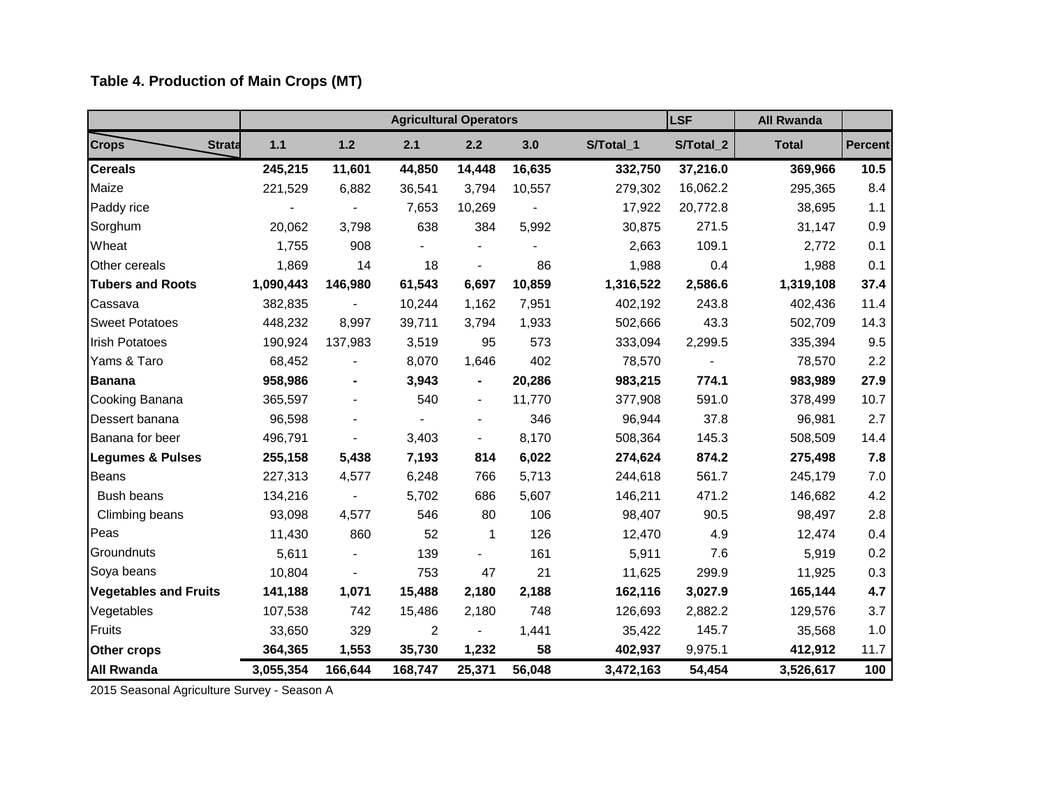**Table 4. Production of Main Crops (MT)**

| | Agricultural Operators | | | | | | LSF | All Rwanda | |
|---|---|---|---|---|---|---|---|---|---|
| Crops / Strata | 1.1 | 1.2 | 2.1 | 2.2 | 3.0 | S/Total_1 | S/Total_2 | Total | Percent |
| **Cereals** | **245,215** | **11,601** | **44,850** | **14,448** | **16,635** | **332,750** | **37,216.0** | **369,966** | **10.5** |
| Maize | 221,529 | 6,882 | 36,541 | 3,794 | 10,557 | 279,302 | 16,062.2 | 295,365 | 8.4 |
| Paddy rice | - | - | 7,653 | 10,269 | - | 17,922 | 20,772.8 | 38,695 | 1.1 |
| Sorghum | 20,062 | 3,798 | 638 | 384 | 5,992 | 30,875 | 271.5 | 31,147 | 0.9 |
| Wheat | 1,755 | 908 | - | - | - | 2,663 | 109.1 | 2,772 | 0.1 |
| Other cereals | 1,869 | 14 | 18 | - | 86 | 1,988 | 0.4 | 1,988 | 0.1 |
| **Tubers and Roots** | **1,090,443** | **146,980** | **61,543** | **6,697** | **10,859** | **1,316,522** | **2,586.6** | **1,319,108** | **37.4** |
| Cassava | 382,835 | - | 10,244 | 1,162 | 7,951 | 402,192 | 243.8 | 402,436 | 11.4 |
| Sweet Potatoes | 448,232 | 8,997 | 39,711 | 3,794 | 1,933 | 502,666 | 43.3 | 502,709 | 14.3 |
| Irish Potatoes | 190,924 | 137,983 | 3,519 | 95 | 573 | 333,094 | 2,299.5 | 335,394 | 9.5 |
| Yams & Taro | 68,452 | - | 8,070 | 1,646 | 402 | 78,570 | - | 78,570 | 2.2 |
| **Banana** | **958,986** | **-** | **3,943** | **-** | **20,286** | **983,215** | **774.1** | **983,989** | **27.9** |
| Cooking Banana | 365,597 | - | 540 | - | 11,770 | 377,908 | 591.0 | 378,499 | 10.7 |
| Dessert banana | 96,598 | - | - | - | 346 | 96,944 | 37.8 | 96,981 | 2.7 |
| Banana for beer | 496,791 | - | 3,403 | - | 8,170 | 508,364 | 145.3 | 508,509 | 14.4 |
| **Legumes & Pulses** | **255,158** | **5,438** | **7,193** | **814** | **6,022** | **274,624** | **874.2** | **275,498** | **7.8** |
| Beans | 227,313 | 4,577 | 6,248 | 766 | 5,713 | 244,618 | 561.7 | 245,179 | 7.0 |
| Bush beans | 134,216 | - | 5,702 | 686 | 5,607 | 146,211 | 471.2 | 146,682 | 4.2 |
| Climbing beans | 93,098 | 4,577 | 546 | 80 | 106 | 98,407 | 90.5 | 98,497 | 2.8 |
| Peas | 11,430 | 860 | 52 | 1 | 126 | 12,470 | 4.9 | 12,474 | 0.4 |
| Groundnuts | 5,611 | - | 139 | - | 161 | 5,911 | 7.6 | 5,919 | 0.2 |
| Soya beans | 10,804 | - | 753 | 47 | 21 | 11,625 | 299.9 | 11,925 | 0.3 |
| **Vegetables and Fruits** | **141,188** | **1,071** | **15,488** | **2,180** | **2,188** | **162,116** | **3,027.9** | **165,144** | **4.7** |
| Vegetables | 107,538 | 742 | 15,486 | 2,180 | 748 | 126,693 | 2,882.2 | 129,576 | 3.7 |
| Fruits | 33,650 | 329 | 2 | - | 1,441 | 35,422 | 145.7 | 35,568 | 1.0 |
| **Other crops** | **364,365** | **1,553** | **35,730** | **1,232** | **58** | **402,937** | 9,975.1 | **412,912** | 11.7 |
| **All Rwanda** | **3,055,354** | **166,644** | **168,747** | **25,371** | **56,048** | **3,472,163** | **54,454** | **3,526,617** | **100** |

2015 Seasonal Agriculture Survey - Season A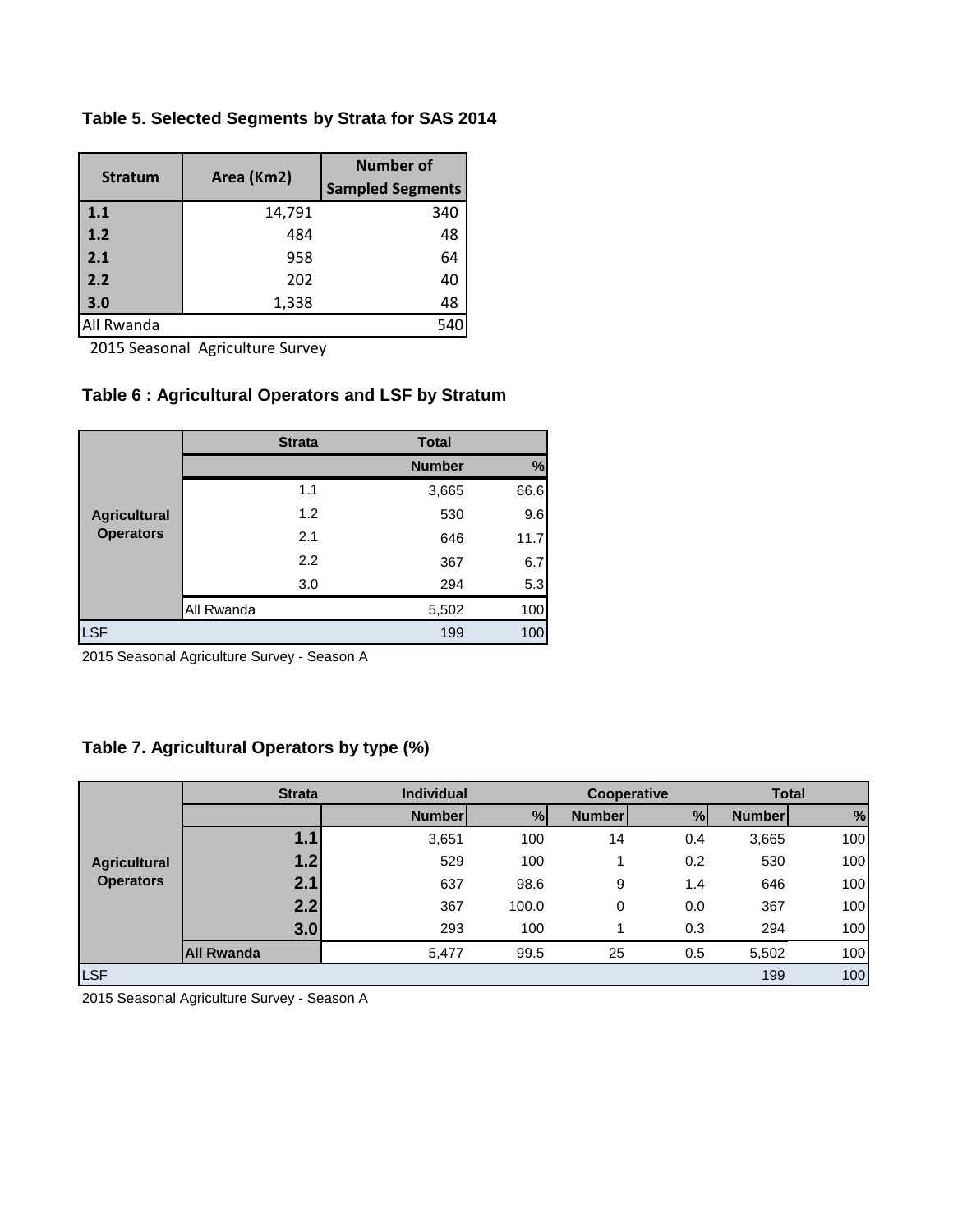**Table 5. Selected Segments by Strata for SAS 2014**

| Stratum | Area (Km2) | Number of Sampled Segments |
|---|---|---|
| **1.1** | 14,791 | 340 |
| **1.2** | 484 | 48 |
| **2.1** | 958 | 64 |
| **2.2** | 202 | 40 |
| **3.0** | 1,338 | 48 |
| All Rwanda | | 540 |

2015 Seasonal Agriculture Survey

**Table 6 : Agricultural Operators and LSF by Stratum**

| | Strata | Total | |
|---|---|---|---|
| | | Number | % |
| Agricultural Operators | 1.1 | 3,665 | 66.6 |
| | 1.2 | 530 | 9.6 |
| | 2.1 | 646 | 11.7 |
| | 2.2 | 367 | 6.7 |
| | 3.0 | 294 | 5.3 |
| | All Rwanda | 5,502 | 100 |
| LSF | | 199 | 100 |

2015 Seasonal Agriculture Survey - Season A

**Table 7. Agricultural Operators by type (%)**

| | Strata | Individual | | Cooperative | | Total | |
|---|---|---|---|---|---|---|---|
| | | Number | % | Number | % | Number | % |
| Agricultural Operators | 1.1 | 3,651 | 100 | 14 | 0.4 | 3,665 | 100 |
| | 1.2 | 529 | 100 | 1 | 0.2 | 530 | 100 |
| | 2.1 | 637 | 98.6 | 9 | 1.4 | 646 | 100 |
| | 2.2 | 367 | 100.0 | 0 | 0.0 | 367 | 100 |
| | 3.0 | 293 | 100 | 1 | 0.3 | 294 | 100 |
| | **All Rwanda** | 5,477 | 99.5 | 25 | 0.5 | 5,502 | 100 |
| LSF | | | | | | 199 | 100 |

2015 Seasonal Agriculture Survey - Season A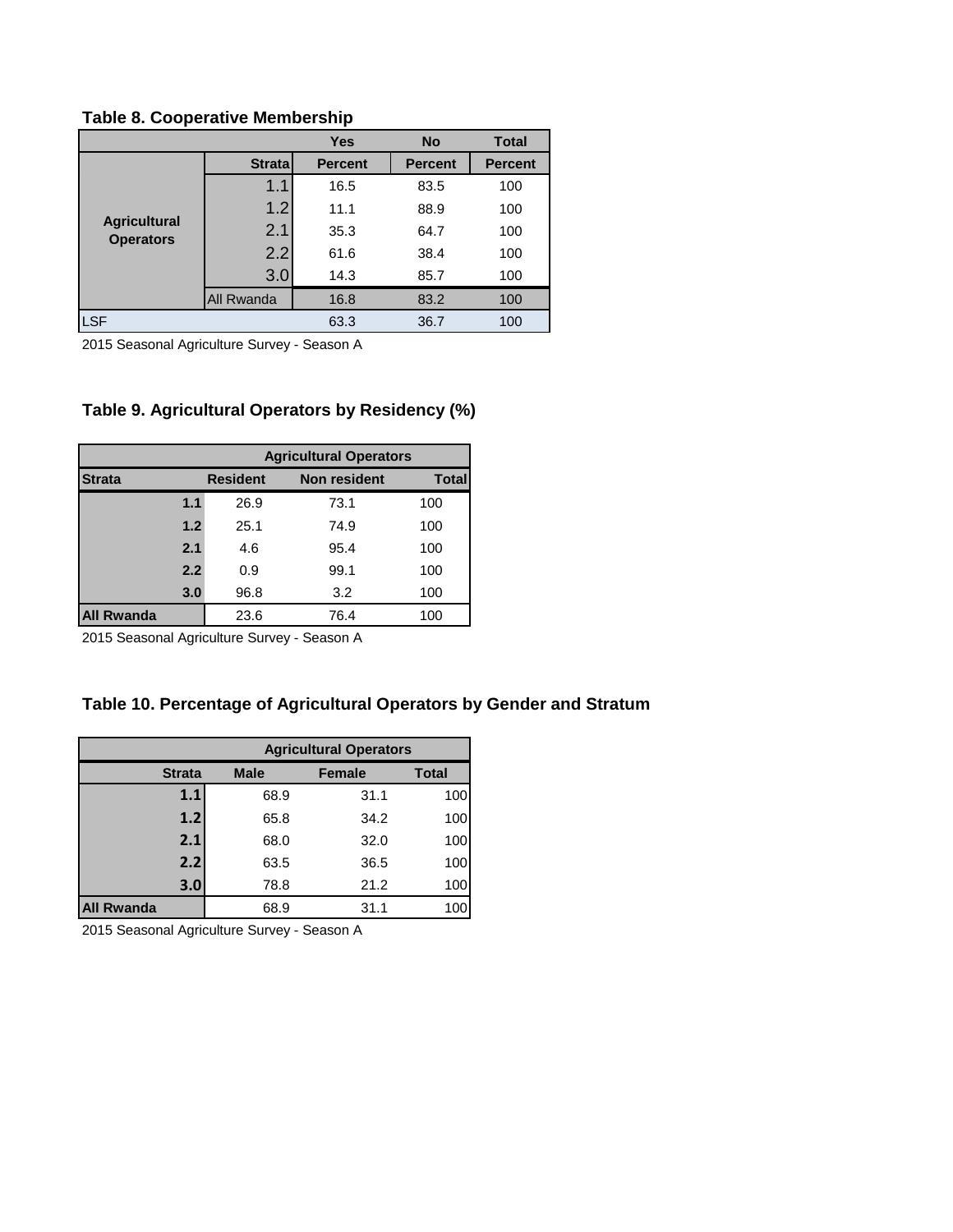**Table 8. Cooperative Membership**

| | | Yes | No | Total |
|---|---|---|---|---|
| | Strata | Percent | Percent | Percent |
| Agricultural Operators | 1.1 | 16.5 | 83.5 | 100 |
| | 1.2 | 11.1 | 88.9 | 100 |
| | 2.1 | 35.3 | 64.7 | 100 |
| | 2.2 | 61.6 | 38.4 | 100 |
| | 3.0 | 14.3 | 85.7 | 100 |
| | All Rwanda | 16.8 | 83.2 | 100 |
| LSF | | 63.3 | 36.7 | 100 |

2015 Seasonal Agriculture Survey - Season A

**Table 9. Agricultural Operators by Residency (%)**

| | Agricultural Operators | | |
|---|---|---|---|
| Strata | Resident | Non resident | Total |
| 1.1 | 26.9 | 73.1 | 100 |
| 1.2 | 25.1 | 74.9 | 100 |
| 2.1 | 4.6 | 95.4 | 100 |
| 2.2 | 0.9 | 99.1 | 100 |
| 3.0 | 96.8 | 3.2 | 100 |
| All Rwanda | 23.6 | 76.4 | 100 |

2015 Seasonal Agriculture Survey - Season A

**Table 10. Percentage of Agricultural Operators by Gender and Stratum**

| | Agricultural Operators | | |
|---|---|---|---|
| Strata | Male | Female | Total |
| 1.1 | 68.9 | 31.1 | 100 |
| 1.2 | 65.8 | 34.2 | 100 |
| 2.1 | 68.0 | 32.0 | 100 |
| 2.2 | 63.5 | 36.5 | 100 |
| 3.0 | 78.8 | 21.2 | 100 |
| All Rwanda | 68.9 | 31.1 | 100 |

2015 Seasonal Agriculture Survey - Season A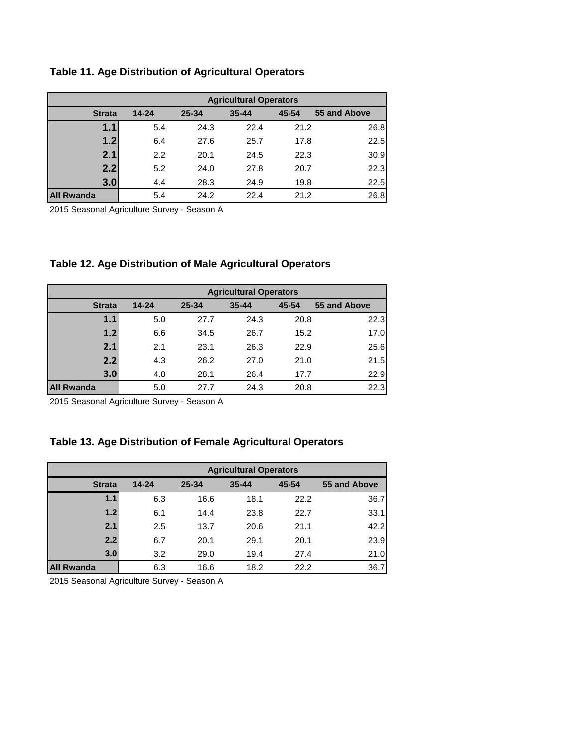### Table 11. Age Distribution of Agricultural Operators

| | Agricultural Operators | | | | |
|---|---|---|---|---|---|
| Strata | 14-24 | 25-34 | 35-44 | 45-54 | 55 and Above |
| 1.1 | 5.4 | 24.3 | 22.4 | 21.2 | 26.8 |
| 1.2 | 6.4 | 27.6 | 25.7 | 17.8 | 22.5 |
| 2.1 | 2.2 | 20.1 | 24.5 | 22.3 | 30.9 |
| 2.2 | 5.2 | 24.0 | 27.8 | 20.7 | 22.3 |
| 3.0 | 4.4 | 28.3 | 24.9 | 19.8 | 22.5 |
| All Rwanda | 5.4 | 24.2 | 22.4 | 21.2 | 26.8 |

2015 Seasonal Agriculture Survey - Season A

### Table 12. Age Distribution of Male Agricultural Operators

| | Agricultural Operators | | | | |
|---|---|---|---|---|---|
| Strata | 14-24 | 25-34 | 35-44 | 45-54 | 55 and Above |
| 1.1 | 5.0 | 27.7 | 24.3 | 20.8 | 22.3 |
| 1.2 | 6.6 | 34.5 | 26.7 | 15.2 | 17.0 |
| 2.1 | 2.1 | 23.1 | 26.3 | 22.9 | 25.6 |
| 2.2 | 4.3 | 26.2 | 27.0 | 21.0 | 21.5 |
| 3.0 | 4.8 | 28.1 | 26.4 | 17.7 | 22.9 |
| All Rwanda | 5.0 | 27.7 | 24.3 | 20.8 | 22.3 |

2015 Seasonal Agriculture Survey - Season A

### Table 13. Age Distribution of Female Agricultural Operators

| | Agricultural Operators | | | | |
|---|---|---|---|---|---|
| Strata | 14-24 | 25-34 | 35-44 | 45-54 | 55 and Above |
| 1.1 | 6.3 | 16.6 | 18.1 | 22.2 | 36.7 |
| 1.2 | 6.1 | 14.4 | 23.8 | 22.7 | 33.1 |
| 2.1 | 2.5 | 13.7 | 20.6 | 21.1 | 42.2 |
| 2.2 | 6.7 | 20.1 | 29.1 | 20.1 | 23.9 |
| 3.0 | 3.2 | 29.0 | 19.4 | 27.4 | 21.0 |
| All Rwanda | 6.3 | 16.6 | 18.2 | 22.2 | 36.7 |

2015 Seasonal Agriculture Survey - Season A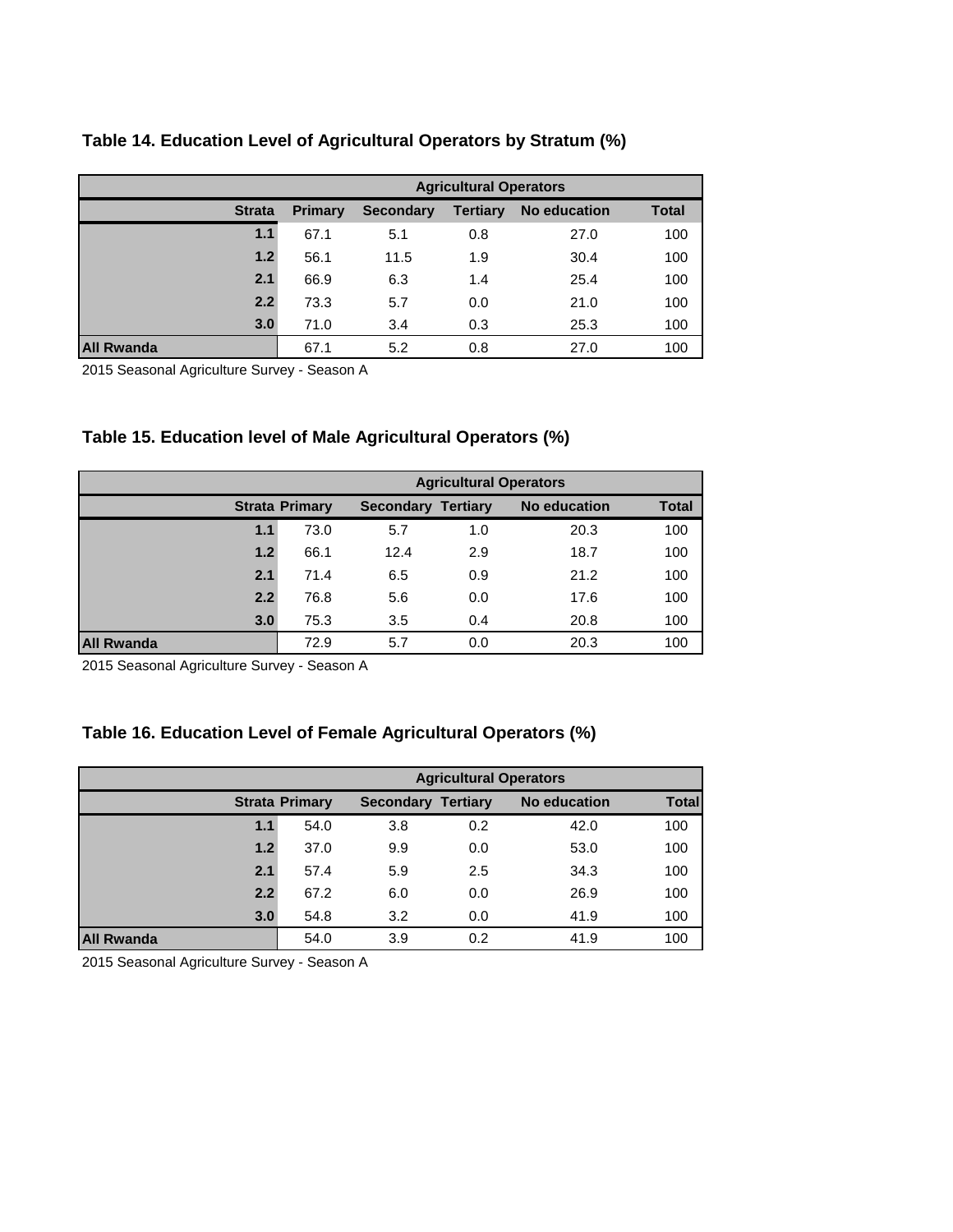### Table 14. Education Level of Agricultural Operators by Stratum (%)

| | Agricultural Operators | | | | |
|---|---|---|---|---|---|
| Strata | Primary | Secondary | Tertiary | No education | Total |
| 1.1 | 67.1 | 5.1 | 0.8 | 27.0 | 100 |
| 1.2 | 56.1 | 11.5 | 1.9 | 30.4 | 100 |
| 2.1 | 66.9 | 6.3 | 1.4 | 25.4 | 100 |
| 2.2 | 73.3 | 5.7 | 0.0 | 21.0 | 100 |
| 3.0 | 71.0 | 3.4 | 0.3 | 25.3 | 100 |
| All Rwanda | 67.1 | 5.2 | 0.8 | 27.0 | 100 |

2015 Seasonal Agriculture Survey - Season A

### Table 15. Education level of Male Agricultural Operators (%)

| | Agricultural Operators | | | | |
|---|---|---|---|---|---|
| Strata | Primary | Secondary | Tertiary | No education | Total |
| 1.1 | 73.0 | 5.7 | 1.0 | 20.3 | 100 |
| 1.2 | 66.1 | 12.4 | 2.9 | 18.7 | 100 |
| 2.1 | 71.4 | 6.5 | 0.9 | 21.2 | 100 |
| 2.2 | 76.8 | 5.6 | 0.0 | 17.6 | 100 |
| 3.0 | 75.3 | 3.5 | 0.4 | 20.8 | 100 |
| All Rwanda | 72.9 | 5.7 | 0.0 | 20.3 | 100 |

2015 Seasonal Agriculture Survey - Season A

### Table 16. Education Level of Female Agricultural Operators (%)

| | Agricultural Operators | | | | |
|---|---|---|---|---|---|
| Strata | Primary | Secondary | Tertiary | No education | Total |
| 1.1 | 54.0 | 3.8 | 0.2 | 42.0 | 100 |
| 1.2 | 37.0 | 9.9 | 0.0 | 53.0 | 100 |
| 2.1 | 57.4 | 5.9 | 2.5 | 34.3 | 100 |
| 2.2 | 67.2 | 6.0 | 0.0 | 26.9 | 100 |
| 3.0 | 54.8 | 3.2 | 0.0 | 41.9 | 100 |
| All Rwanda | 54.0 | 3.9 | 0.2 | 41.9 | 100 |

2015 Seasonal Agriculture Survey - Season A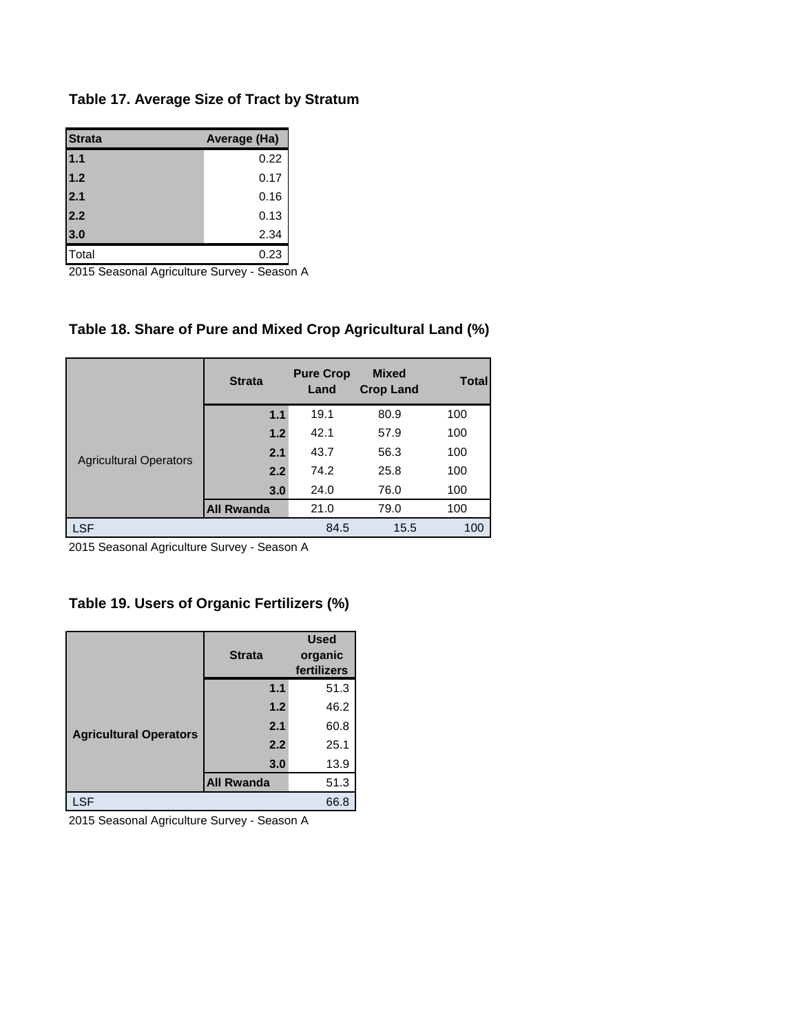### Table 17. Average Size of Tract by Stratum

| Strata | Average (Ha) |
|---|---|
| 1.1 | 0.22 |
| 1.2 | 0.17 |
| 2.1 | 0.16 |
| 2.2 | 0.13 |
| 3.0 | 2.34 |
| Total | 0.23 |

2015 Seasonal Agriculture Survey - Season A

### Table 18. Share of Pure and Mixed Crop Agricultural Land (%)

| | Strata | Pure Crop Land | Mixed Crop Land | Total |
|---|---|---|---|---|
| Agricultural Operators | 1.1 | 19.1 | 80.9 | 100 |
| | 1.2 | 42.1 | 57.9 | 100 |
| | 2.1 | 43.7 | 56.3 | 100 |
| | 2.2 | 74.2 | 25.8 | 100 |
| | 3.0 | 24.0 | 76.0 | 100 |
| | All Rwanda | 21.0 | 79.0 | 100 |
| LSF | | 84.5 | 15.5 | 100 |

2015 Seasonal Agriculture Survey - Season A

### Table 19. Users of Organic Fertilizers (%)

| | Strata | Used organic fertilizers |
|---|---|---|
| Agricultural Operators | 1.1 | 51.3 |
| | 1.2 | 46.2 |
| | 2.1 | 60.8 |
| | 2.2 | 25.1 |
| | 3.0 | 13.9 |
| | All Rwanda | 51.3 |
| LSF | | 66.8 |

2015 Seasonal Agriculture Survey - Season A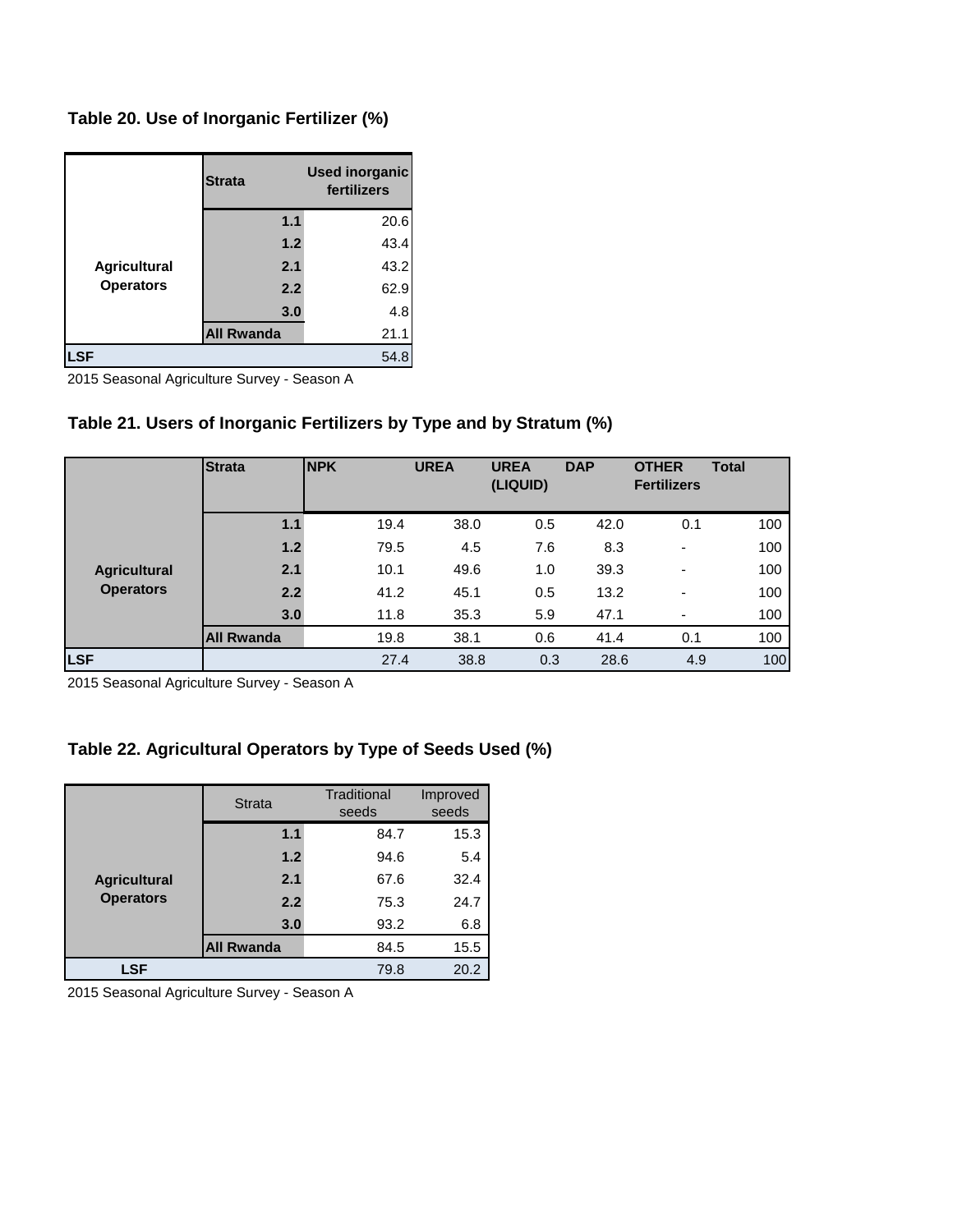### Table 20. Use of Inorganic Fertilizer (%)

| | Strata | Used inorganic fertilizers |
|---|---|---|
| Agricultural Operators | 1.1 | 20.6 |
| | 1.2 | 43.4 |
| | 2.1 | 43.2 |
| | 2.2 | 62.9 |
| | 3.0 | 4.8 |
| | All Rwanda | 21.1 |
| LSF | | 54.8 |

2015 Seasonal Agriculture Survey - Season A

### Table 21. Users of Inorganic Fertilizers by Type and by Stratum (%)

| | Strata | NPK | UREA | UREA (LIQUID) | DAP | OTHER Fertilizers | Total |
|---|---|---|---|---|---|---|---|
| Agricultural Operators | 1.1 | 19.4 | 38.0 | 0.5 | 42.0 | 0.1 | 100 |
| | 1.2 | 79.5 | 4.5 | 7.6 | 8.3 | - | 100 |
| | 2.1 | 10.1 | 49.6 | 1.0 | 39.3 | - | 100 |
| | 2.2 | 41.2 | 45.1 | 0.5 | 13.2 | - | 100 |
| | 3.0 | 11.8 | 35.3 | 5.9 | 47.1 | - | 100 |
| | All Rwanda | 19.8 | 38.1 | 0.6 | 41.4 | 0.1 | 100 |
| LSF | | 27.4 | 38.8 | 0.3 | 28.6 | 4.9 | 100 |

2015 Seasonal Agriculture Survey - Season A

### Table 22. Agricultural Operators by Type of Seeds Used (%)

| | Strata | Traditional seeds | Improved seeds |
|---|---|---|---|
| Agricultural Operators | 1.1 | 84.7 | 15.3 |
| | 1.2 | 94.6 | 5.4 |
| | 2.1 | 67.6 | 32.4 |
| | 2.2 | 75.3 | 24.7 |
| | 3.0 | 93.2 | 6.8 |
| | All Rwanda | 84.5 | 15.5 |
| LSF | | 79.8 | 20.2 |

2015 Seasonal Agriculture Survey - Season A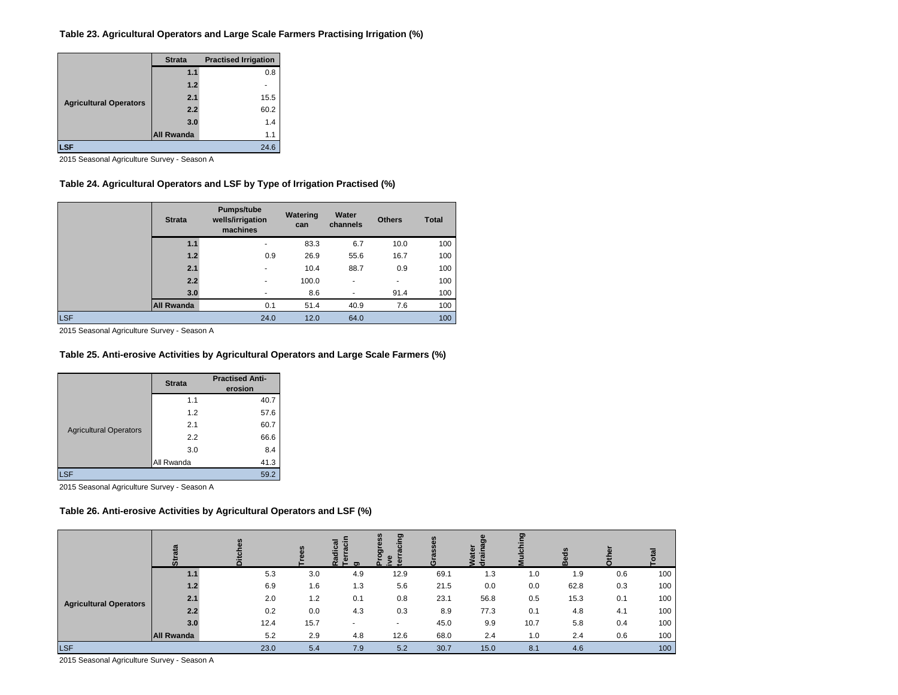### Table 23. Agricultural Operators and Large Scale Farmers Practising Irrigation (%)

| | Strata | Practised Irrigation |
|---|---|---|
| Agricultural Operators | 1.1 | 0.8 |
| | 1.2 | - |
| | 2.1 | 15.5 |
| | 2.2 | 60.2 |
| | 3.0 | 1.4 |
| | All Rwanda | 1.1 |
| LSF | | 24.6 |

2015 Seasonal Agriculture Survey - Season A

### Table 24. Agricultural Operators and LSF by Type of Irrigation Practised (%)

| | Strata | Pumps/tube wells/irrigation machines | Watering can | Water channels | Others | Total |
|---|---|---|---|---|---|---|
| | 1.1 | - | 83.3 | 6.7 | 10.0 | 100 |
| | 1.2 | 0.9 | 26.9 | 55.6 | 16.7 | 100 |
| | 2.1 | - | 10.4 | 88.7 | 0.9 | 100 |
| | 2.2 | - | 100.0 | - | - | 100 |
| | 3.0 | - | 8.6 | - | 91.4 | 100 |
| | All Rwanda | 0.1 | 51.4 | 40.9 | 7.6 | 100 |
| LSF | | 24.0 | 12.0 | 64.0 | | 100 |

2015 Seasonal Agriculture Survey - Season A

### Table 25. Anti-erosive Activities by Agricultural Operators and Large Scale Farmers (%)

| | Strata | Practised Anti-erosion |
|---|---|---|
| Agricultural Operators | 1.1 | 40.7 |
| | 1.2 | 57.6 |
| | 2.1 | 60.7 |
| | 2.2 | 66.6 |
| | 3.0 | 8.4 |
| | All Rwanda | 41.3 |
| LSF | | 59.2 |

2015 Seasonal Agriculture Survey - Season A

### Table 26. Anti-erosive Activities by Agricultural Operators and LSF (%)

| | Strata | Ditches | Trees | Radical Terracing | Progressive terracing | Grasses | Water drainage | Mulching | Beds | Other | Total |
|---|---|---|---|---|---|---|---|---|---|---|---|
| Agricultural Operators | 1.1 | 5.3 | 3.0 | 4.9 | 12.9 | 69.1 | 1.3 | 1.0 | 1.9 | 0.6 | 100 |
| | 1.2 | 6.9 | 1.6 | 1.3 | 5.6 | 21.5 | 0.0 | 0.0 | 62.8 | 0.3 | 100 |
| | 2.1 | 2.0 | 1.2 | 0.1 | 0.8 | 23.1 | 56.8 | 0.5 | 15.3 | 0.1 | 100 |
| | 2.2 | 0.2 | 0.0 | 4.3 | 0.3 | 8.9 | 77.3 | 0.1 | 4.8 | 4.1 | 100 |
| | 3.0 | 12.4 | 15.7 | - | - | 45.0 | 9.9 | 10.7 | 5.8 | 0.4 | 100 |
| | All Rwanda | 5.2 | 2.9 | 4.8 | 12.6 | 68.0 | 2.4 | 1.0 | 2.4 | 0.6 | 100 |
| LSF | | 23.0 | 5.4 | 7.9 | 5.2 | 30.7 | 15.0 | 8.1 | 4.6 | | 100 |

2015 Seasonal Agriculture Survey - Season A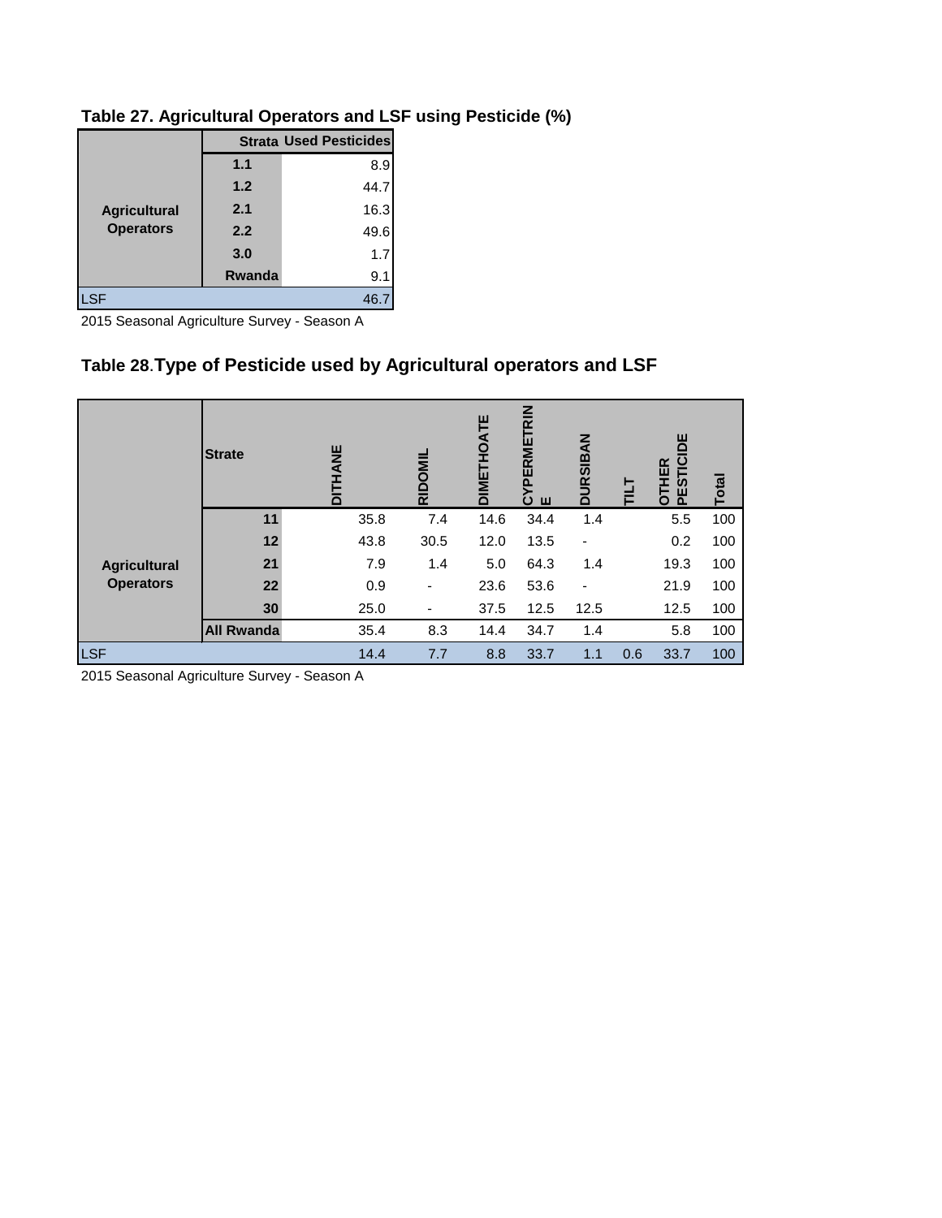## Table 27. Agricultural Operators and LSF using Pesticide (%)

| | Strata | Used Pesticides |
|---|---|---|
| Agricultural Operators | 1.1 | 8.9 |
| | 1.2 | 44.7 |
| | 2.1 | 16.3 |
| | 2.2 | 49.6 |
| | 3.0 | 1.7 |
| | Rwanda | 9.1 |
| LSF | | 46.7 |

2015 Seasonal Agriculture Survey - Season A

## Table 28.Type of Pesticide used by Agricultural operators and LSF

| | Strate | DITHANE | RIDOMIL | DIMETHOATE | CYPERMETRINE | DURSIBAN | TILT | OTHER PESTICIDE | Total |
|---|---|---|---|---|---|---|---|---|---|
| Agricultural Operators | 11 | 35.8 | 7.4 | 14.6 | 34.4 | 1.4 | | 5.5 | 100 |
| | 12 | 43.8 | 30.5 | 12.0 | 13.5 | - | | 0.2 | 100 |
| | 21 | 7.9 | 1.4 | 5.0 | 64.3 | 1.4 | | 19.3 | 100 |
| | 22 | 0.9 | - | 23.6 | 53.6 | - | | 21.9 | 100 |
| | 30 | 25.0 | - | 37.5 | 12.5 | 12.5 | | 12.5 | 100 |
| | All Rwanda | 35.4 | 8.3 | 14.4 | 34.7 | 1.4 | | 5.8 | 100 |
| LSF | | 14.4 | 7.7 | 8.8 | 33.7 | 1.1 | 0.6 | 33.7 | 100 |

2015 Seasonal Agriculture Survey - Season A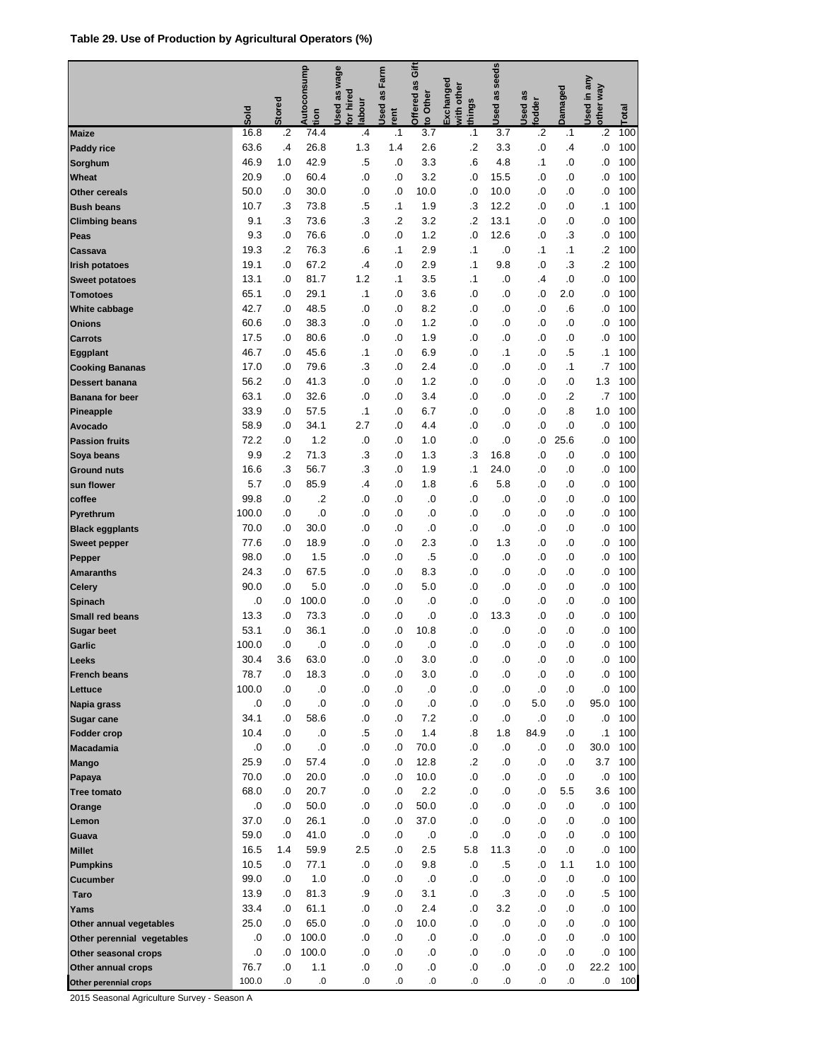**Table 29. Use of Production by Agricultural Operators (%)**

| | Sold | Stored | Autoconsumption | Used as wage for hired labour | Used as Farm rent | Offered as Gift to Other | Exchanged with other things | Used as seeds | Used as fodder | Damaged | Used in any other way | Total |
|---|---|---|---|---|---|---|---|---|---|---|---|---|
| **Maize** | 16.8 | .2 | 74.4 | .4 | .1 | 3.7 | .1 | 3.7 | .2 | .1 | .2 | 100 |
| **Paddy rice** | 63.6 | .4 | 26.8 | 1.3 | 1.4 | 2.6 | .2 | 3.3 | .0 | .4 | .0 | 100 |
| **Sorghum** | 46.9 | 1.0 | 42.9 | .5 | .0 | 3.3 | .6 | 4.8 | .1 | .0 | .0 | 100 |
| **Wheat** | 20.9 | .0 | 60.4 | .0 | .0 | 3.2 | .0 | 15.5 | .0 | .0 | .0 | 100 |
| **Other cereals** | 50.0 | .0 | 30.0 | .0 | .0 | 10.0 | .0 | 10.0 | .0 | .0 | .0 | 100 |
| **Bush beans** | 10.7 | .3 | 73.8 | .5 | .1 | 1.9 | .3 | 12.2 | .0 | .0 | .1 | 100 |
| **Climbing beans** | 9.1 | .3 | 73.6 | .3 | .2 | 3.2 | .2 | 13.1 | .0 | .0 | .0 | 100 |
| **Peas** | 9.3 | .0 | 76.6 | .0 | .0 | 1.2 | .0 | 12.6 | .0 | .3 | .0 | 100 |
| **Cassava** | 19.3 | .2 | 76.3 | .6 | .1 | 2.9 | .1 | .0 | .1 | .1 | .2 | 100 |
| **Irish potatoes** | 19.1 | .0 | 67.2 | .4 | .0 | 2.9 | .1 | 9.8 | .0 | .3 | .2 | 100 |
| **Sweet potatoes** | 13.1 | .0 | 81.7 | 1.2 | .1 | 3.5 | .1 | .0 | .4 | .0 | .0 | 100 |
| **Tomotoes** | 65.1 | .0 | 29.1 | .1 | .0 | 3.6 | .0 | .0 | .0 | 2.0 | .0 | 100 |
| **White cabbage** | 42.7 | .0 | 48.5 | .0 | .0 | 8.2 | .0 | .0 | .0 | .6 | .0 | 100 |
| **Onions** | 60.6 | .0 | 38.3 | .0 | .0 | 1.2 | .0 | .0 | .0 | .0 | .0 | 100 |
| **Carrots** | 17.5 | .0 | 80.6 | .0 | .0 | 1.9 | .0 | .0 | .0 | .0 | .0 | 100 |
| **Eggplant** | 46.7 | .0 | 45.6 | .1 | .0 | 6.9 | .0 | .1 | .0 | .5 | .1 | 100 |
| **Cooking Bananas** | 17.0 | .0 | 79.6 | .3 | .0 | 2.4 | .0 | .0 | .0 | .1 | .7 | 100 |
| **Dessert banana** | 56.2 | .0 | 41.3 | .0 | .0 | 1.2 | .0 | .0 | .0 | .0 | 1.3 | 100 |
| **Banana for beer** | 63.1 | .0 | 32.6 | .0 | .0 | 3.4 | .0 | .0 | .0 | .2 | .7 | 100 |
| **Pineapple** | 33.9 | .0 | 57.5 | .1 | .0 | 6.7 | .0 | .0 | .0 | .8 | 1.0 | 100 |
| **Avocado** | 58.9 | .0 | 34.1 | 2.7 | .0 | 4.4 | .0 | .0 | .0 | .0 | .0 | 100 |
| **Passion fruits** | 72.2 | .0 | 1.2 | .0 | .0 | 1.0 | .0 | .0 | .0 | 25.6 | .0 | 100 |
| **Soya beans** | 9.9 | .2 | 71.3 | .3 | .0 | 1.3 | .3 | 16.8 | .0 | .0 | .0 | 100 |
| **Ground nuts** | 16.6 | .3 | 56.7 | .3 | .0 | 1.9 | .1 | 24.0 | .0 | .0 | .0 | 100 |
| **sun flower** | 5.7 | .0 | 85.9 | .4 | .0 | 1.8 | .6 | 5.8 | .0 | .0 | .0 | 100 |
| **coffee** | 99.8 | .0 | .2 | .0 | .0 | .0 | .0 | .0 | .0 | .0 | .0 | 100 |
| **Pyrethrum** | 100.0 | .0 | .0 | .0 | .0 | .0 | .0 | .0 | .0 | .0 | .0 | 100 |
| **Black eggplants** | 70.0 | .0 | 30.0 | .0 | .0 | .0 | .0 | .0 | .0 | .0 | .0 | 100 |
| **Sweet pepper** | 77.6 | .0 | 18.9 | .0 | .0 | 2.3 | .0 | 1.3 | .0 | .0 | .0 | 100 |
| **Pepper** | 98.0 | .0 | 1.5 | .0 | .0 | .5 | .0 | .0 | .0 | .0 | .0 | 100 |
| **Amaranths** | 24.3 | .0 | 67.5 | .0 | .0 | 8.3 | .0 | .0 | .0 | .0 | .0 | 100 |
| **Celery** | 90.0 | .0 | 5.0 | .0 | .0 | 5.0 | .0 | .0 | .0 | .0 | .0 | 100 |
| **Spinach** | .0 | .0 | 100.0 | .0 | .0 | .0 | .0 | .0 | .0 | .0 | .0 | 100 |
| **Small red beans** | 13.3 | .0 | 73.3 | .0 | .0 | .0 | .0 | 13.3 | .0 | .0 | .0 | 100 |
| **Sugar beet** | 53.1 | .0 | 36.1 | .0 | .0 | 10.8 | .0 | .0 | .0 | .0 | .0 | 100 |
| **Garlic** | 100.0 | .0 | .0 | .0 | .0 | .0 | .0 | .0 | .0 | .0 | .0 | 100 |
| **Leeks** | 30.4 | 3.6 | 63.0 | .0 | .0 | 3.0 | .0 | .0 | .0 | .0 | .0 | 100 |
| **French beans** | 78.7 | .0 | 18.3 | .0 | .0 | 3.0 | .0 | .0 | .0 | .0 | .0 | 100 |
| **Lettuce** | 100.0 | .0 | .0 | .0 | .0 | .0 | .0 | .0 | .0 | .0 | .0 | 100 |
| **Napia grass** | .0 | .0 | .0 | .0 | .0 | .0 | .0 | .0 | 5.0 | .0 | 95.0 | 100 |
| **Sugar cane** | 34.1 | .0 | 58.6 | .0 | .0 | 7.2 | .0 | .0 | .0 | .0 | .0 | 100 |
| **Fodder crop** | 10.4 | .0 | .0 | .5 | .0 | 1.4 | .8 | 1.8 | 84.9 | .0 | .1 | 100 |
| **Macadamia** | .0 | .0 | .0 | .0 | .0 | 70.0 | .0 | .0 | .0 | .0 | 30.0 | 100 |
| **Mango** | 25.9 | .0 | 57.4 | .0 | .0 | 12.8 | .2 | .0 | .0 | .0 | 3.7 | 100 |
| **Papaya** | 70.0 | .0 | 20.0 | .0 | .0 | 10.0 | .0 | .0 | .0 | .0 | .0 | 100 |
| **Tree tomato** | 68.0 | .0 | 20.7 | .0 | .0 | 2.2 | .0 | .0 | .0 | 5.5 | 3.6 | 100 |
| **Orange** | .0 | .0 | 50.0 | .0 | .0 | 50.0 | .0 | .0 | .0 | .0 | .0 | 100 |
| **Lemon** | 37.0 | .0 | 26.1 | .0 | .0 | 37.0 | .0 | .0 | .0 | .0 | .0 | 100 |
| **Guava** | 59.0 | .0 | 41.0 | .0 | .0 | .0 | .0 | .0 | .0 | .0 | .0 | 100 |
| **Millet** | 16.5 | 1.4 | 59.9 | 2.5 | .0 | 2.5 | 5.8 | 11.3 | .0 | .0 | .0 | 100 |
| **Pumpkins** | 10.5 | .0 | 77.1 | .0 | .0 | 9.8 | .0 | .5 | .0 | 1.1 | 1.0 | 100 |
| **Cucumber** | 99.0 | .0 | 1.0 | .0 | .0 | .0 | .0 | .0 | .0 | .0 | .0 | 100 |
| **Taro** | 13.9 | .0 | 81.3 | .9 | .0 | 3.1 | .0 | .3 | .0 | .0 | .5 | 100 |
| **Yams** | 33.4 | .0 | 61.1 | .0 | .0 | 2.4 | .0 | 3.2 | .0 | .0 | .0 | 100 |
| **Other annual vegetables** | 25.0 | .0 | 65.0 | .0 | .0 | 10.0 | .0 | .0 | .0 | .0 | .0 | 100 |
| **Other perennial vegetables** | .0 | .0 | 100.0 | .0 | .0 | .0 | .0 | .0 | .0 | .0 | .0 | 100 |
| **Other seasonal crops** | .0 | .0 | 100.0 | .0 | .0 | .0 | .0 | .0 | .0 | .0 | .0 | 100 |
| **Other annual crops** | 76.7 | .0 | 1.1 | .0 | .0 | .0 | .0 | .0 | .0 | .0 | 22.2 | 100 |
| **Other perennial crops** | 100.0 | .0 | .0 | .0 | .0 | .0 | .0 | .0 | .0 | .0 | .0 | 100 |

2015 Seasonal Agriculture Survey - Season A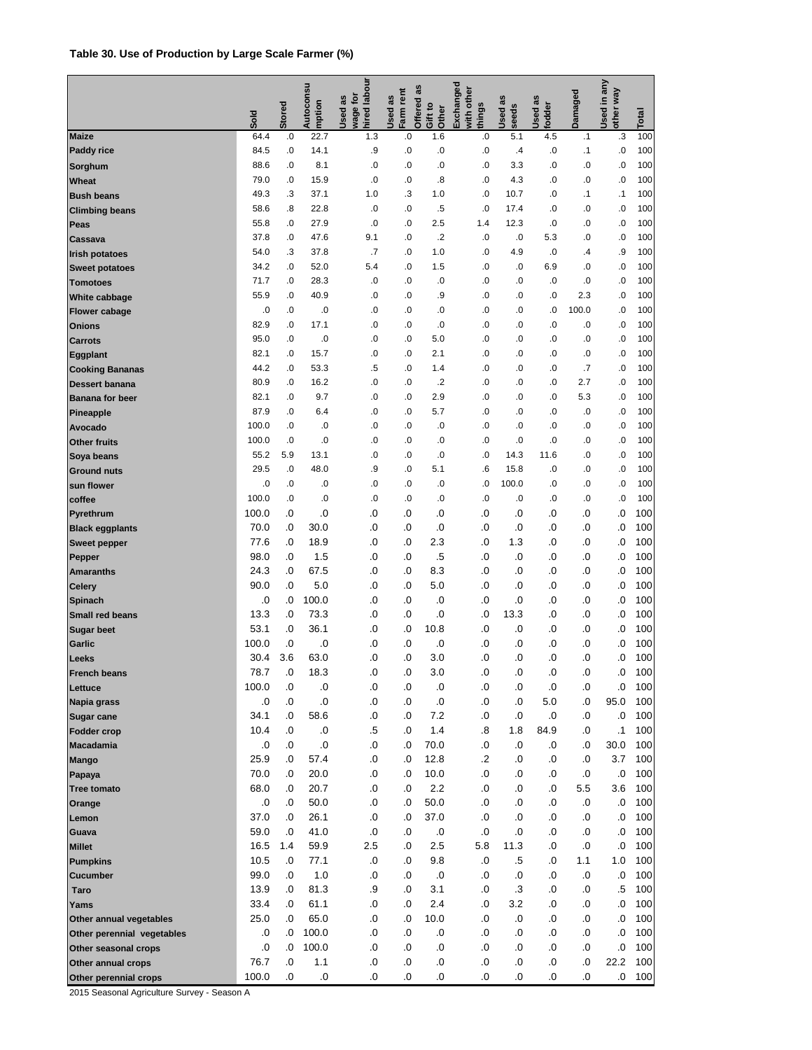**Table 30. Use of Production by Large Scale Farmer (%)**

| | Sold | Stored | Autoconsumption | Used as wage for hired labour | Used as Farm rent | Offered as Gift to Other | Exchanged with other things | Used as seeds | Used as fodder | Damaged | Used in any other way | Total |
|---|---|---|---|---|---|---|---|---|---|---|---|---|
| **Maize** | 64.4 | .0 | 22.7 | 1.3 | .0 | 1.6 | .0 | 5.1 | 4.5 | .1 | .3 | 100 |
| **Paddy rice** | 84.5 | .0 | 14.1 | .9 | .0 | .0 | .0 | .4 | .0 | .1 | .0 | 100 |
| **Sorghum** | 88.6 | .0 | 8.1 | .0 | .0 | .0 | .0 | 3.3 | .0 | .0 | .0 | 100 |
| **Wheat** | 79.0 | .0 | 15.9 | .0 | .0 | .8 | .0 | 4.3 | .0 | .0 | .0 | 100 |
| **Bush beans** | 49.3 | .3 | 37.1 | 1.0 | .3 | 1.0 | .0 | 10.7 | .0 | .1 | .1 | 100 |
| **Climbing beans** | 58.6 | .8 | 22.8 | .0 | .0 | .5 | .0 | 17.4 | .0 | .0 | .0 | 100 |
| **Peas** | 55.8 | .0 | 27.9 | .0 | .0 | 2.5 | 1.4 | 12.3 | .0 | .0 | .0 | 100 |
| **Cassava** | 37.8 | .0 | 47.6 | 9.1 | .0 | .2 | .0 | .0 | 5.3 | .0 | .0 | 100 |
| **Irish potatoes** | 54.0 | .3 | 37.8 | .7 | .0 | 1.0 | .0 | 4.9 | .0 | .4 | .9 | 100 |
| **Sweet potatoes** | 34.2 | .0 | 52.0 | 5.4 | .0 | 1.5 | .0 | .0 | 6.9 | .0 | .0 | 100 |
| **Tomotoes** | 71.7 | .0 | 28.3 | .0 | .0 | .0 | .0 | .0 | .0 | .0 | .0 | 100 |
| **White cabbage** | 55.9 | .0 | 40.9 | .0 | .0 | .9 | .0 | .0 | .0 | 2.3 | .0 | 100 |
| **Flower cabage** | .0 | .0 | .0 | .0 | .0 | .0 | .0 | .0 | .0 | 100.0 | .0 | 100 |
| **Onions** | 82.9 | .0 | 17.1 | .0 | .0 | .0 | .0 | .0 | .0 | .0 | .0 | 100 |
| **Carrots** | 95.0 | .0 | .0 | .0 | .0 | 5.0 | .0 | .0 | .0 | .0 | .0 | 100 |
| **Eggplant** | 82.1 | .0 | 15.7 | .0 | .0 | 2.1 | .0 | .0 | .0 | .0 | .0 | 100 |
| **Cooking Bananas** | 44.2 | .0 | 53.3 | .5 | .0 | 1.4 | .0 | .0 | .0 | .7 | .0 | 100 |
| **Dessert banana** | 80.9 | .0 | 16.2 | .0 | .0 | .2 | .0 | .0 | .0 | 2.7 | .0 | 100 |
| **Banana for beer** | 82.1 | .0 | 9.7 | .0 | .0 | 2.9 | .0 | .0 | .0 | 5.3 | .0 | 100 |
| **Pineapple** | 87.9 | .0 | 6.4 | .0 | .0 | 5.7 | .0 | .0 | .0 | .0 | .0 | 100 |
| **Avocado** | 100.0 | .0 | .0 | .0 | .0 | .0 | .0 | .0 | .0 | .0 | .0 | 100 |
| **Other fruits** | 100.0 | .0 | .0 | .0 | .0 | .0 | .0 | .0 | .0 | .0 | .0 | 100 |
| **Soya beans** | 55.2 | 5.9 | 13.1 | .0 | .0 | .0 | .0 | 14.3 | 11.6 | .0 | .0 | 100 |
| **Ground nuts** | 29.5 | .0 | 48.0 | .9 | .0 | 5.1 | .6 | 15.8 | .0 | .0 | .0 | 100 |
| **sun flower** | .0 | .0 | .0 | .0 | .0 | .0 | .0 | 100.0 | .0 | .0 | .0 | 100 |
| **coffee** | 100.0 | .0 | .0 | .0 | .0 | .0 | .0 | .0 | .0 | .0 | .0 | 100 |
| **Pyrethrum** | 100.0 | .0 | .0 | .0 | .0 | .0 | .0 | .0 | .0 | .0 | .0 | 100 |
| **Black eggplants** | 70.0 | .0 | 30.0 | .0 | .0 | .0 | .0 | .0 | .0 | .0 | .0 | 100 |
| **Sweet pepper** | 77.6 | .0 | 18.9 | .0 | .0 | 2.3 | .0 | 1.3 | .0 | .0 | .0 | 100 |
| **Pepper** | 98.0 | .0 | 1.5 | .0 | .0 | .5 | .0 | .0 | .0 | .0 | .0 | 100 |
| **Amaranths** | 24.3 | .0 | 67.5 | .0 | .0 | 8.3 | .0 | .0 | .0 | .0 | .0 | 100 |
| **Celery** | 90.0 | .0 | 5.0 | .0 | .0 | 5.0 | .0 | .0 | .0 | .0 | .0 | 100 |
| **Spinach** | .0 | .0 | 100.0 | .0 | .0 | .0 | .0 | .0 | .0 | .0 | .0 | 100 |
| **Small red beans** | 13.3 | .0 | 73.3 | .0 | .0 | .0 | .0 | 13.3 | .0 | .0 | .0 | 100 |
| **Sugar beet** | 53.1 | .0 | 36.1 | .0 | .0 | 10.8 | .0 | .0 | .0 | .0 | .0 | 100 |
| **Garlic** | 100.0 | .0 | .0 | .0 | .0 | .0 | .0 | .0 | .0 | .0 | .0 | 100 |
| **Leeks** | 30.4 | 3.6 | 63.0 | .0 | .0 | 3.0 | .0 | .0 | .0 | .0 | .0 | 100 |
| **French beans** | 78.7 | .0 | 18.3 | .0 | .0 | 3.0 | .0 | .0 | .0 | .0 | .0 | 100 |
| **Lettuce** | 100.0 | .0 | .0 | .0 | .0 | .0 | .0 | .0 | .0 | .0 | .0 | 100 |
| **Napia grass** | .0 | .0 | .0 | .0 | .0 | .0 | .0 | .0 | 5.0 | .0 | 95.0 | 100 |
| **Sugar cane** | 34.1 | .0 | 58.6 | .0 | .0 | 7.2 | .0 | .0 | .0 | .0 | .0 | 100 |
| **Fodder crop** | 10.4 | .0 | .0 | .5 | .0 | 1.4 | .8 | 1.8 | 84.9 | .0 | .1 | 100 |
| **Macadamia** | .0 | .0 | .0 | .0 | .0 | 70.0 | .0 | .0 | .0 | .0 | 30.0 | 100 |
| **Mango** | 25.9 | .0 | 57.4 | .0 | .0 | 12.8 | .2 | .0 | .0 | .0 | 3.7 | 100 |
| **Papaya** | 70.0 | .0 | 20.0 | .0 | .0 | 10.0 | .0 | .0 | .0 | .0 | .0 | 100 |
| **Tree tomato** | 68.0 | .0 | 20.7 | .0 | .0 | 2.2 | .0 | .0 | .0 | 5.5 | 3.6 | 100 |
| **Orange** | .0 | .0 | 50.0 | .0 | .0 | 50.0 | .0 | .0 | .0 | .0 | .0 | 100 |
| **Lemon** | 37.0 | .0 | 26.1 | .0 | .0 | 37.0 | .0 | .0 | .0 | .0 | .0 | 100 |
| **Guava** | 59.0 | .0 | 41.0 | .0 | .0 | .0 | .0 | .0 | .0 | .0 | .0 | 100 |
| **Millet** | 16.5 | 1.4 | 59.9 | 2.5 | .0 | 2.5 | 5.8 | 11.3 | .0 | .0 | .0 | 100 |
| **Pumpkins** | 10.5 | .0 | 77.1 | .0 | .0 | 9.8 | .0 | .5 | .0 | 1.1 | 1.0 | 100 |
| **Cucumber** | 99.0 | .0 | 1.0 | .0 | .0 | .0 | .0 | .0 | .0 | .0 | .0 | 100 |
| **Taro** | 13.9 | .0 | 81.3 | .9 | .0 | 3.1 | .0 | .3 | .0 | .0 | .5 | 100 |
| **Yams** | 33.4 | .0 | 61.1 | .0 | .0 | 2.4 | .0 | 3.2 | .0 | .0 | .0 | 100 |
| **Other annual vegetables** | 25.0 | .0 | 65.0 | .0 | .0 | 10.0 | .0 | .0 | .0 | .0 | .0 | 100 |
| **Other perennial vegetables** | .0 | .0 | 100.0 | .0 | .0 | .0 | .0 | .0 | .0 | .0 | .0 | 100 |
| **Other seasonal crops** | .0 | .0 | 100.0 | .0 | .0 | .0 | .0 | .0 | .0 | .0 | .0 | 100 |
| **Other annual crops** | 76.7 | .0 | 1.1 | .0 | .0 | .0 | .0 | .0 | .0 | .0 | 22.2 | 100 |
| **Other perennial crops** | 100.0 | .0 | .0 | .0 | .0 | .0 | .0 | .0 | .0 | .0 | .0 | 100 |

2015 Seasonal Agriculture Survey - Season A